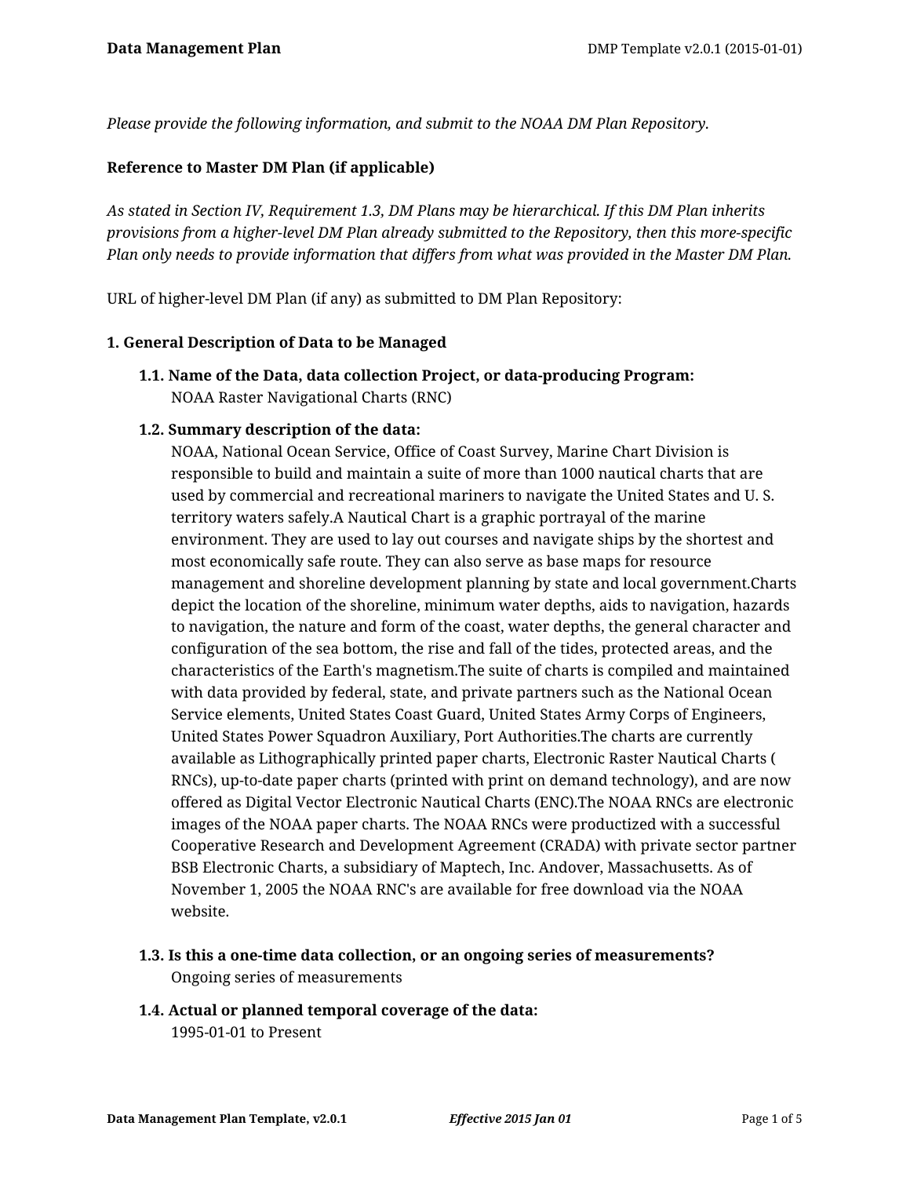*Please provide the following information, and submit to the NOAA DM Plan Repository.*

**Reference to Master DM Plan (if applicable)**

*As stated in Section IV, Requirement 1.3, DM Plans may be hierarchical. If this DM Plan inherits provisions from a higher-level DM Plan already submitted to the Repository, then this more-specific Plan only needs to provide information that differs from what was provided in the Master DM Plan.*

URL of higher-level DM Plan (if any) as submitted to DM Plan Repository:

**1. General Description of Data to be Managed**

**1.1. Name of the Data, data collection Project, or data-producing Program:**
NOAA Raster Navigational Charts (RNC)

**1.2. Summary description of the data:**
NOAA, National Ocean Service, Office of Coast Survey, Marine Chart Division is responsible to build and maintain a suite of more than 1000 nautical charts that are used by commercial and recreational mariners to navigate the United States and U. S. territory waters safely.A Nautical Chart is a graphic portrayal of the marine environment. They are used to lay out courses and navigate ships by the shortest and most economically safe route. They can also serve as base maps for resource management and shoreline development planning by state and local government.Charts depict the location of the shoreline, minimum water depths, aids to navigation, hazards to navigation, the nature and form of the coast, water depths, the general character and configuration of the sea bottom, the rise and fall of the tides, protected areas, and the characteristics of the Earth's magnetism.The suite of charts is compiled and maintained with data provided by federal, state, and private partners such as the National Ocean Service elements, United States Coast Guard, United States Army Corps of Engineers, United States Power Squadron Auxiliary, Port Authorities.The charts are currently available as Lithographically printed paper charts, Electronic Raster Nautical Charts ( RNCs), up-to-date paper charts (printed with print on demand technology), and are now offered as Digital Vector Electronic Nautical Charts (ENC).The NOAA RNCs are electronic images of the NOAA paper charts. The NOAA RNCs were productized with a successful Cooperative Research and Development Agreement (CRADA) with private sector partner BSB Electronic Charts, a subsidiary of Maptech, Inc. Andover, Massachusetts. As of November 1, 2005 the NOAA RNC's are available for free download via the NOAA website.

**1.3. Is this a one-time data collection, or an ongoing series of measurements?**
Ongoing series of measurements

**1.4. Actual or planned temporal coverage of the data:**
1995-01-01 to Present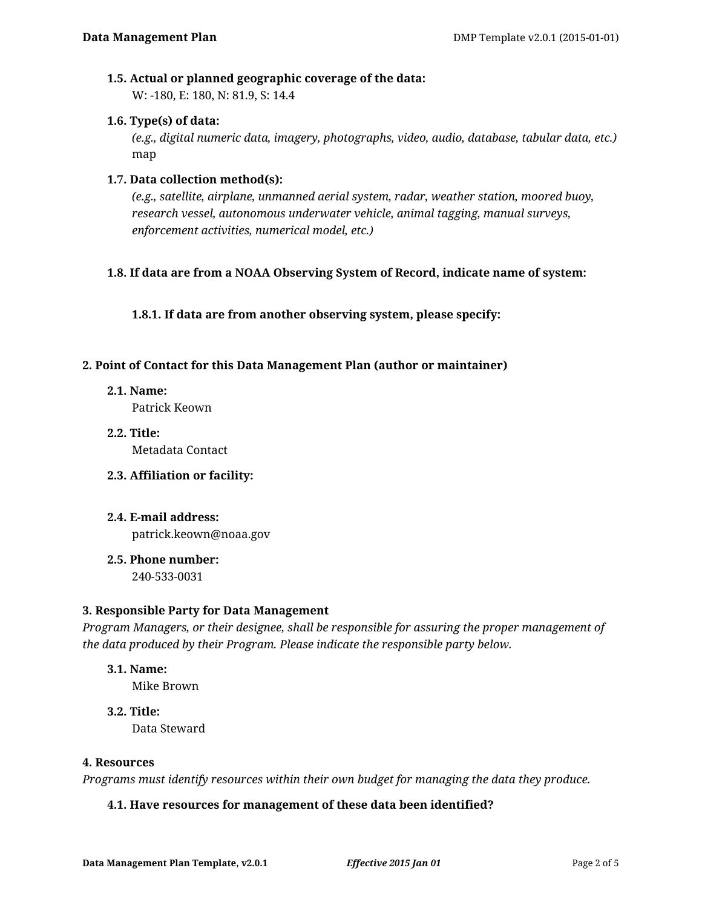**1.5. Actual or planned geographic coverage of the data:**

W: -180, E: 180, N: 81.9, S: 14.4

**1.6. Type(s) of data:**

*(e.g., digital numeric data, imagery, photographs, video, audio, database, tabular data, etc.)*

map

**1.7. Data collection method(s):**

*(e.g., satellite, airplane, unmanned aerial system, radar, weather station, moored buoy, research vessel, autonomous underwater vehicle, animal tagging, manual surveys, enforcement activities, numerical model, etc.)*

**1.8. If data are from a NOAA Observing System of Record, indicate name of system:**

**1.8.1. If data are from another observing system, please specify:**

## 2. Point of Contact for this Data Management Plan (author or maintainer)

**2.1. Name:**

Patrick Keown

**2.2. Title:**

Metadata Contact

**2.3. Affiliation or facility:**

**2.4. E-mail address:**

patrick.keown@noaa.gov

**2.5. Phone number:**

240-533-0031

## 3. Responsible Party for Data Management

*Program Managers, or their designee, shall be responsible for assuring the proper management of the data produced by their Program. Please indicate the responsible party below.*

**3.1. Name:**

Mike Brown

**3.2. Title:**

Data Steward

## 4. Resources

*Programs must identify resources within their own budget for managing the data they produce.*

**4.1. Have resources for management of these data been identified?**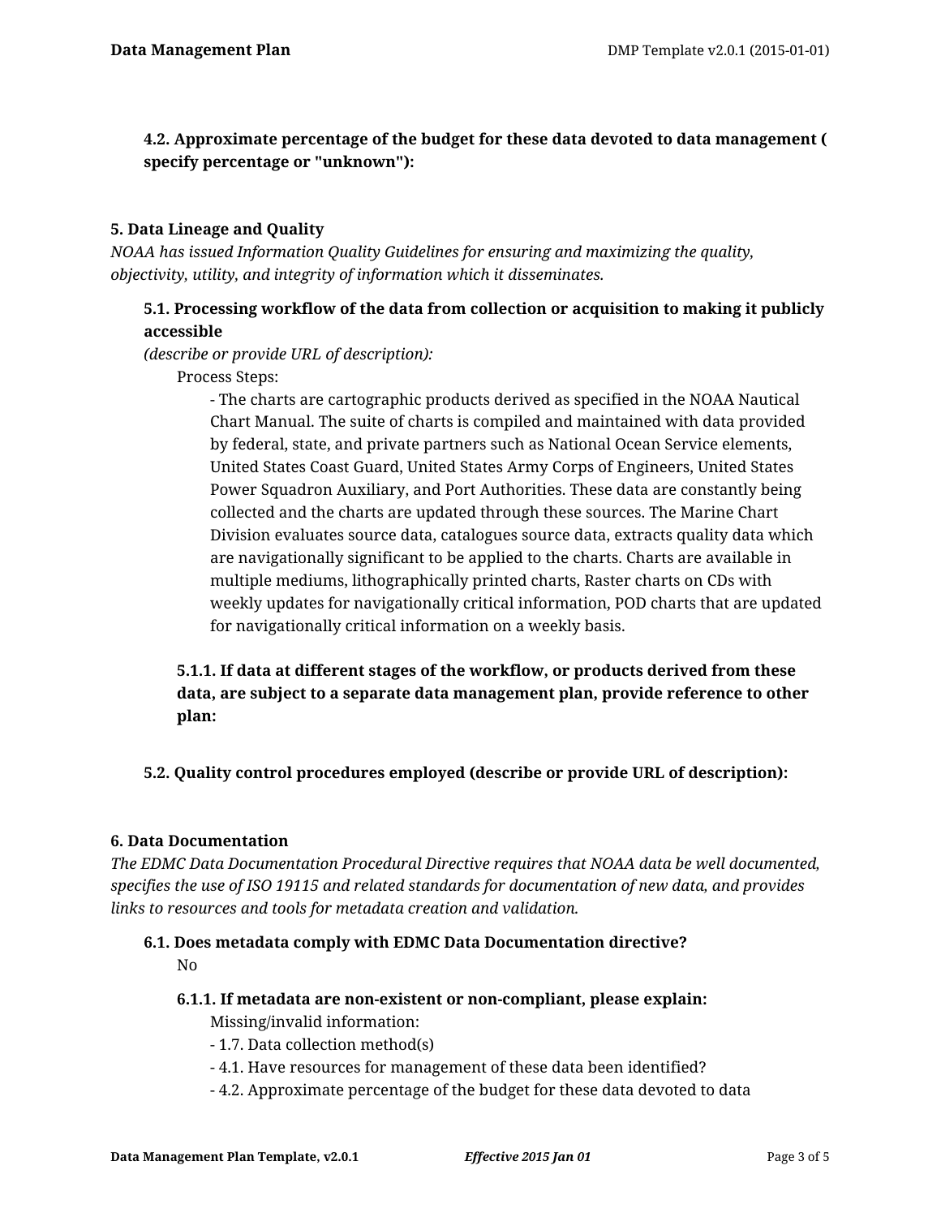**4.2. Approximate percentage of the budget for these data devoted to data management ( specify percentage or "unknown"):**

**5. Data Lineage and Quality**

*NOAA has issued Information Quality Guidelines for ensuring and maximizing the quality, objectivity, utility, and integrity of information which it disseminates.*

**5.1. Processing workflow of the data from collection or acquisition to making it publicly accessible**

*(describe or provide URL of description):*

Process Steps:

- The charts are cartographic products derived as specified in the NOAA Nautical Chart Manual. The suite of charts is compiled and maintained with data provided by federal, state, and private partners such as National Ocean Service elements, United States Coast Guard, United States Army Corps of Engineers, United States Power Squadron Auxiliary, and Port Authorities. These data are constantly being collected and the charts are updated through these sources. The Marine Chart Division evaluates source data, catalogues source data, extracts quality data which are navigationally significant to be applied to the charts. Charts are available in multiple mediums, lithographically printed charts, Raster charts on CDs with weekly updates for navigationally critical information, POD charts that are updated for navigationally critical information on a weekly basis.

**5.1.1. If data at different stages of the workflow, or products derived from these data, are subject to a separate data management plan, provide reference to other plan:**

**5.2. Quality control procedures employed (describe or provide URL of description):**

**6. Data Documentation**

*The EDMC Data Documentation Procedural Directive requires that NOAA data be well documented, specifies the use of ISO 19115 and related standards for documentation of new data, and provides links to resources and tools for metadata creation and validation.*

**6.1. Does metadata comply with EDMC Data Documentation directive?**

No

**6.1.1. If metadata are non-existent or non-compliant, please explain:**

Missing/invalid information:

- 1.7. Data collection method(s)
- 4.1. Have resources for management of these data been identified?
- 4.2. Approximate percentage of the budget for these data devoted to data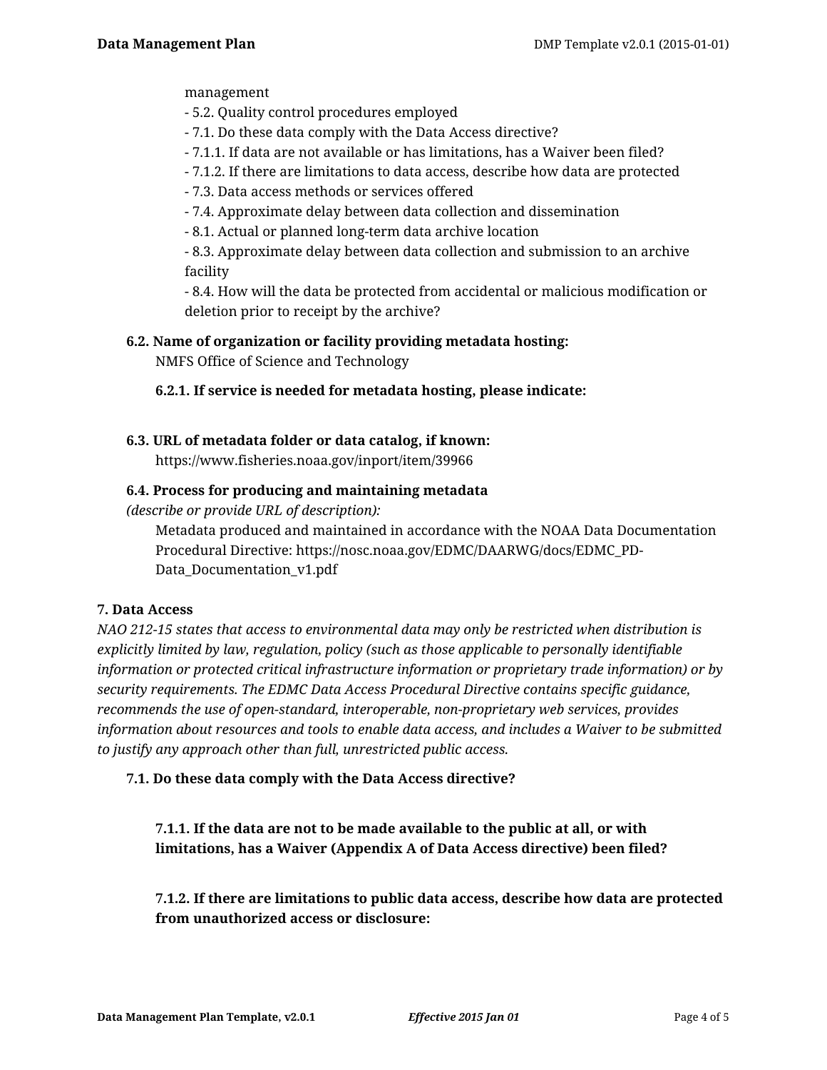management
- 5.2. Quality control procedures employed
- 7.1. Do these data comply with the Data Access directive?
- 7.1.1. If data are not available or has limitations, has a Waiver been filed?
- 7.1.2. If there are limitations to data access, describe how data are protected
- 7.3. Data access methods or services offered
- 7.4. Approximate delay between data collection and dissemination
- 8.1. Actual or planned long-term data archive location
- 8.3. Approximate delay between data collection and submission to an archive facility
- 8.4. How will the data be protected from accidental or malicious modification or deletion prior to receipt by the archive?

**6.2. Name of organization or facility providing metadata hosting:**

NMFS Office of Science and Technology

**6.2.1. If service is needed for metadata hosting, please indicate:**

**6.3. URL of metadata folder or data catalog, if known:**

https://www.fisheries.noaa.gov/inport/item/39966

**6.4. Process for producing and maintaining metadata**
*(describe or provide URL of description):*

Metadata produced and maintained in accordance with the NOAA Data Documentation Procedural Directive: https://nosc.noaa.gov/EDMC/DAARWG/docs/EDMC_PD-Data_Documentation_v1.pdf

**7. Data Access**

*NAO 212-15 states that access to environmental data may only be restricted when distribution is explicitly limited by law, regulation, policy (such as those applicable to personally identifiable information or protected critical infrastructure information or proprietary trade information) or by security requirements. The EDMC Data Access Procedural Directive contains specific guidance, recommends the use of open-standard, interoperable, non-proprietary web services, provides information about resources and tools to enable data access, and includes a Waiver to be submitted to justify any approach other than full, unrestricted public access.*

**7.1. Do these data comply with the Data Access directive?**

**7.1.1. If the data are not to be made available to the public at all, or with limitations, has a Waiver (Appendix A of Data Access directive) been filed?**

**7.1.2. If there are limitations to public data access, describe how data are protected from unauthorized access or disclosure:**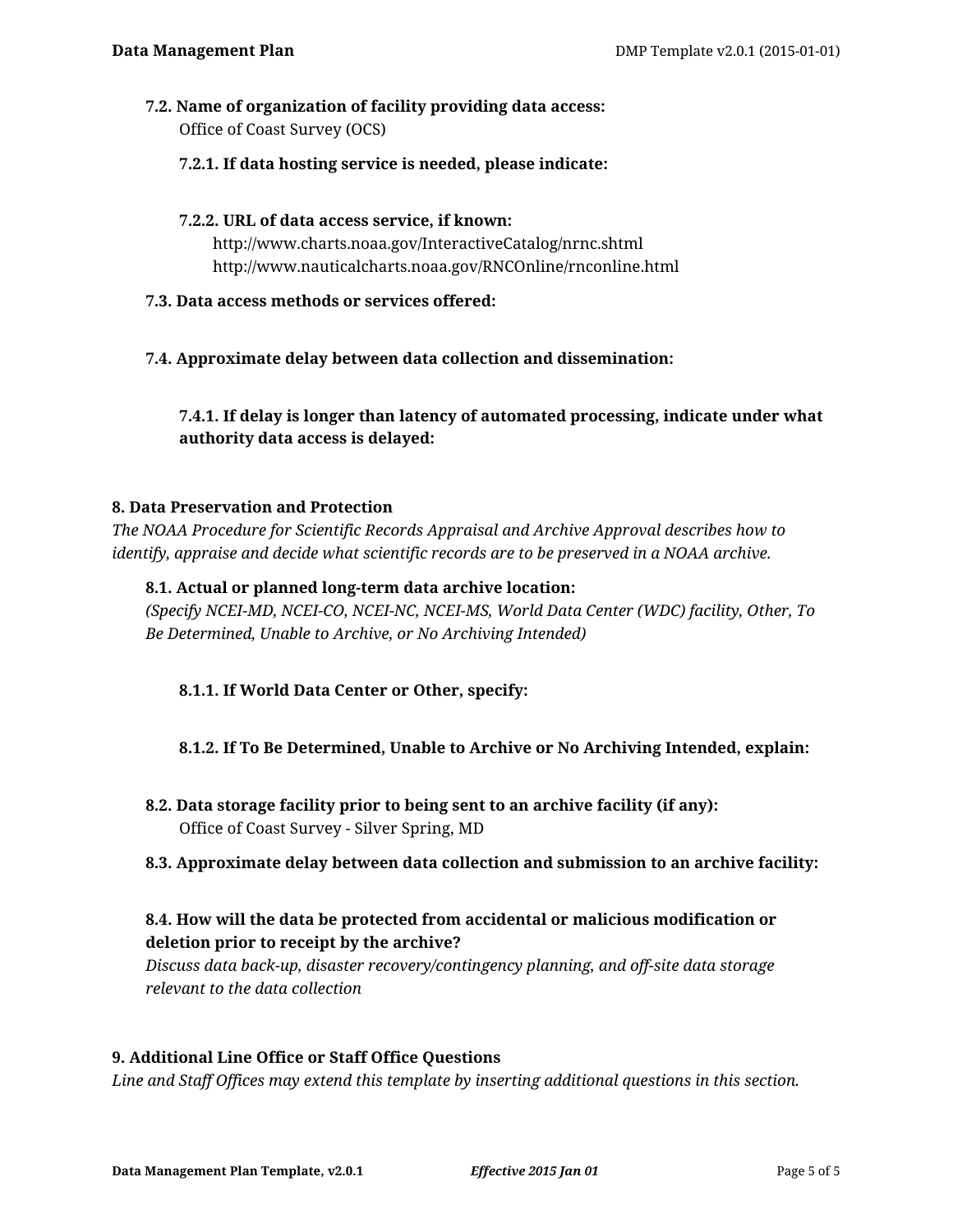**7.2. Name of organization of facility providing data access:**
Office of Coast Survey (OCS)

**7.2.1. If data hosting service is needed, please indicate:**

**7.2.2. URL of data access service, if known:**
http://www.charts.noaa.gov/InteractiveCatalog/nrnc.shtml
http://www.nauticalcharts.noaa.gov/RNCOnline/rnconline.html

**7.3. Data access methods or services offered:**

**7.4. Approximate delay between data collection and dissemination:**

**7.4.1. If delay is longer than latency of automated processing, indicate under what authority data access is delayed:**

## 8. Data Preservation and Protection

*The NOAA Procedure for Scientific Records Appraisal and Archive Approval describes how to identify, appraise and decide what scientific records are to be preserved in a NOAA archive.*

**8.1. Actual or planned long-term data archive location:**
*(Specify NCEI-MD, NCEI-CO, NCEI-NC, NCEI-MS, World Data Center (WDC) facility, Other, To Be Determined, Unable to Archive, or No Archiving Intended)*

**8.1.1. If World Data Center or Other, specify:**

**8.1.2. If To Be Determined, Unable to Archive or No Archiving Intended, explain:**

**8.2. Data storage facility prior to being sent to an archive facility (if any):**
Office of Coast Survey - Silver Spring, MD

**8.3. Approximate delay between data collection and submission to an archive facility:**

**8.4. How will the data be protected from accidental or malicious modification or deletion prior to receipt by the archive?**
*Discuss data back-up, disaster recovery/contingency planning, and off-site data storage relevant to the data collection*

## 9. Additional Line Office or Staff Office Questions

*Line and Staff Offices may extend this template by inserting additional questions in this section.*